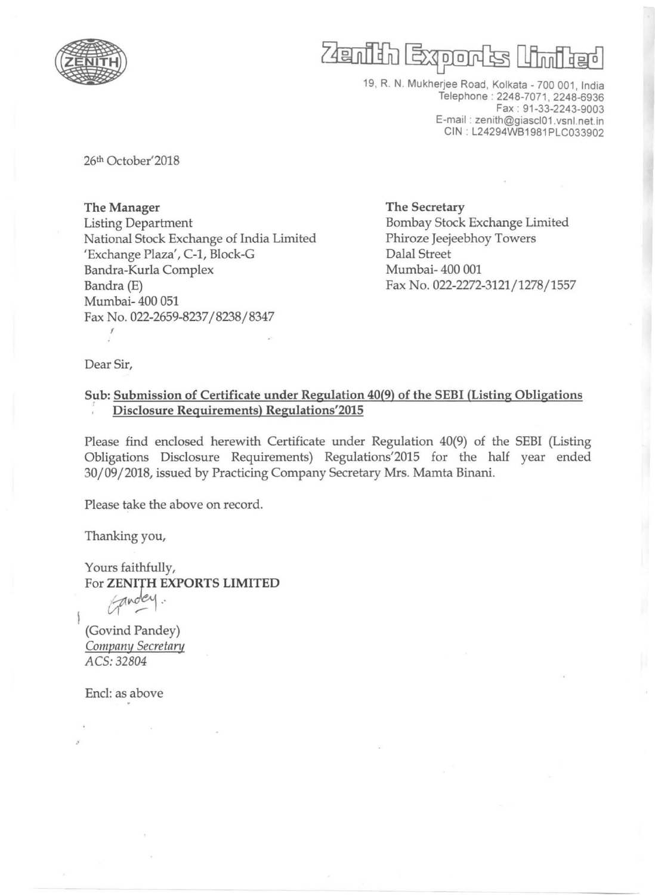# Zenith Exports Limited

19, R. N. Mukherjee Road, Kolkata - 700 001, India
Telephone : 2248-7071, 2248-6936
Fax : 91-33-2243-9003
E-mail : zenith@giascl01.vsnl.net.in
CIN : L24294WB1981PLC033902

26th October'2018

**The Manager**
Listing Department
National Stock Exchange of India Limited
'Exchange Plaza', C-1, Block-G
Bandra-Kurla Complex
Bandra (E)
Mumbai- 400 051
Fax No. 022-2659-8237/8238/8347

**The Secretary**
Bombay Stock Exchange Limited
Phiroze Jeejeebhoy Towers
Dalal Street
Mumbai- 400 001
Fax No. 022-2272-3121/1278/1557

Dear Sir,

**Sub: Submission of Certificate under Regulation 40(9) of the SEBI (Listing Obligations Disclosure Requirements) Regulations'2015**

Please find enclosed herewith Certificate under Regulation 40(9) of the SEBI (Listing Obligations Disclosure Requirements) Regulations'2015 for the half year ended 30/09/2018, issued by Practicing Company Secretary Mrs. Mamta Binani.

Please take the above on record.

Thanking you,

Yours faithfully,
For **ZENITH EXPORTS LIMITED**

(Govind Pandey)
*Company Secretary*
*ACS: 32804*

Encl: as above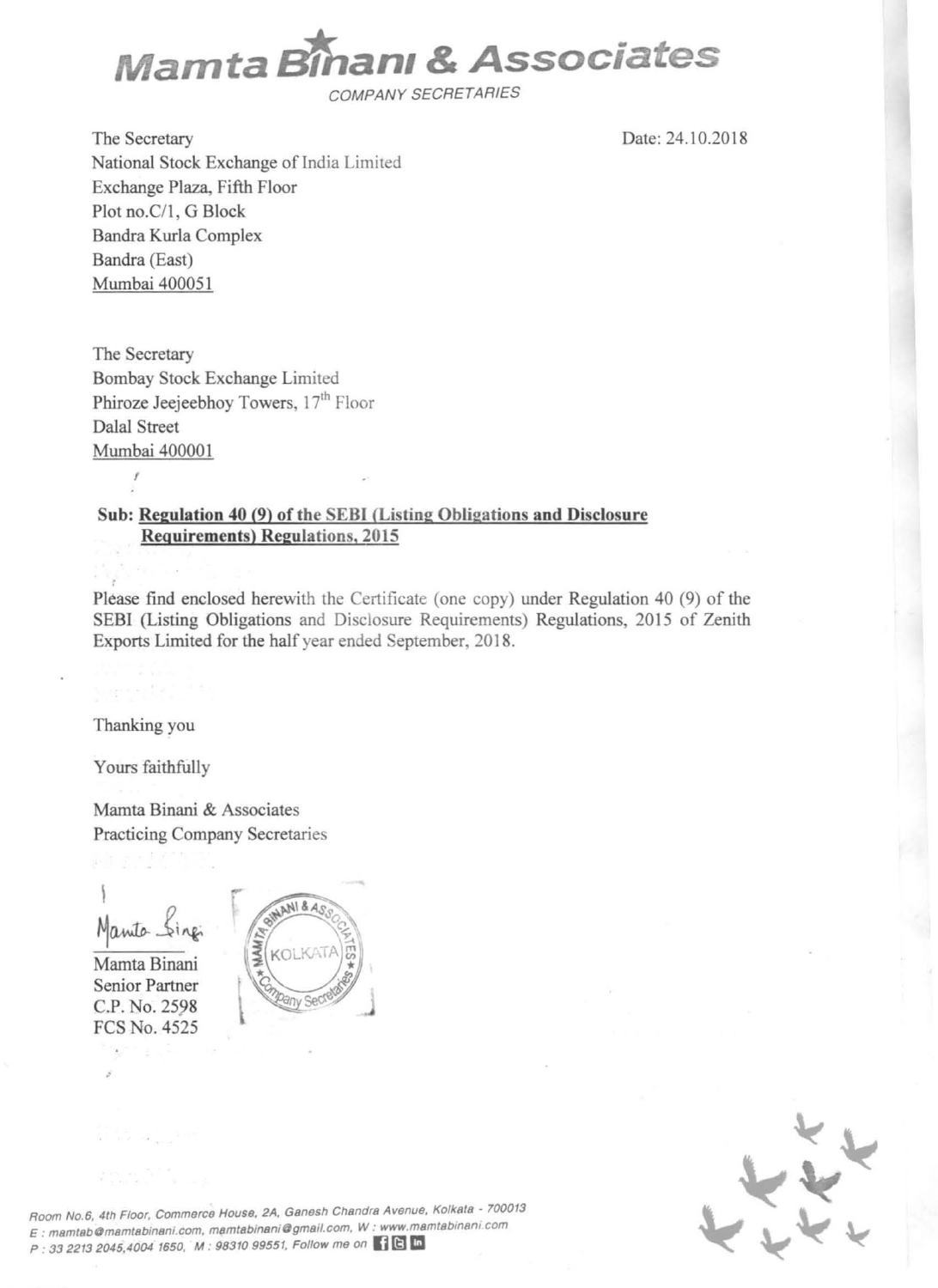# Mamta Binani & Associates

COMPANY SECRETARIES

Date: 24.10.2018

The Secretary
National Stock Exchange of India Limited
Exchange Plaza, Fifth Floor
Plot no.C/1, G Block
Bandra Kurla Complex
Bandra (East)
Mumbai 400051

The Secretary
Bombay Stock Exchange Limited
Phiroze Jeejeebhoy Towers, 17th Floor
Dalal Street
Mumbai 400001

**Sub: Regulation 40 (9) of the SEBI (Listing Obligations and Disclosure Requirements) Regulations, 2015**

Please find enclosed herewith the Certificate (one copy) under Regulation 40 (9) of the SEBI (Listing Obligations and Disclosure Requirements) Regulations, 2015 of Zenith Exports Limited for the half year ended September, 2018.

Thanking you

Yours faithfully

Mamta Binani & Associates
Practicing Company Secretaries

Mamta Binani
Senior Partner
C.P. No. 2598
FCS No. 4525

Room No.6, 4th Floor, Commerce House, 2A, Ganesh Chandra Avenue, Kolkata - 700013
E : mamtab@mamtabinani.com, mamtabinani@gmail.com, W : www.mamtabinani.com
P : 33 2213 2045,4004 1650, M : 98310 99551, Follow me on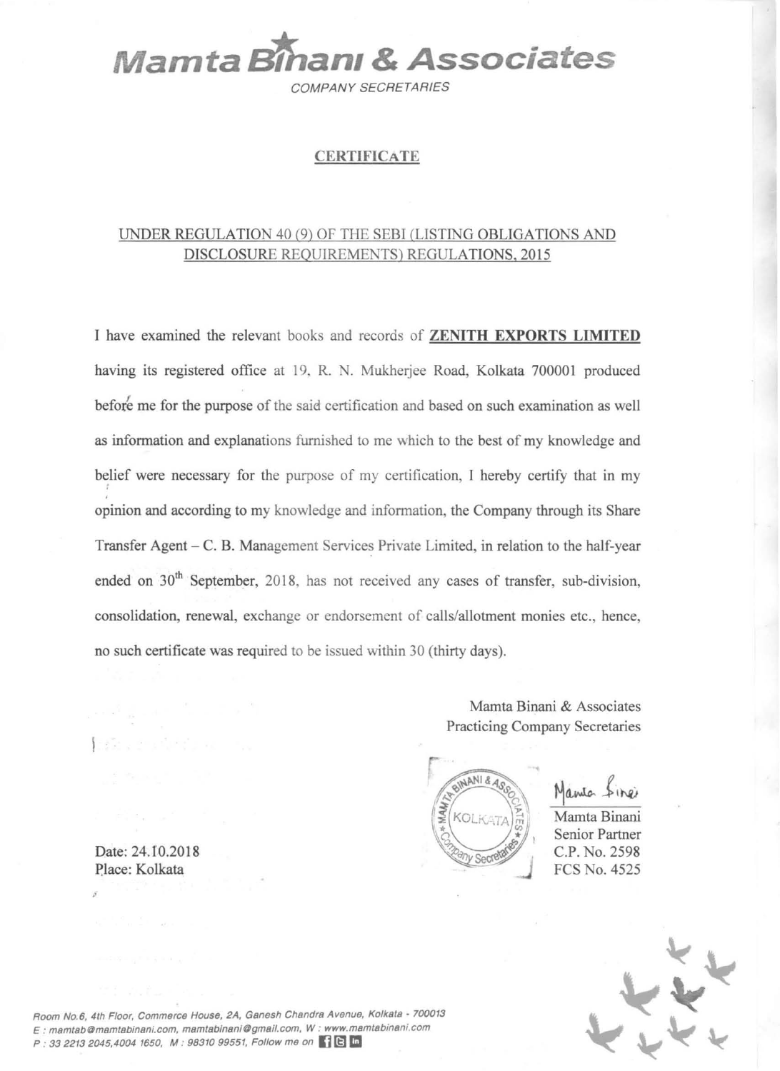# Mamta Binani & Associates

COMPANY SECRETARIES

## CERTIFICATE

### UNDER REGULATION 40 (9) OF THE SEBI (LISTING OBLIGATIONS AND DISCLOSURE REQUIREMENTS) REGULATIONS, 2015

I have examined the relevant books and records of **ZENITH EXPORTS LIMITED** having its registered office at 19, R. N. Mukherjee Road, Kolkata 700001 produced before me for the purpose of the said certification and based on such examination as well as information and explanations furnished to me which to the best of my knowledge and belief were necessary for the purpose of my certification, I hereby certify that in my opinion and according to my knowledge and information, the Company through its Share Transfer Agent – C. B. Management Services Private Limited, in relation to the half-year ended on 30th September, 2018, has not received any cases of transfer, sub-division, consolidation, renewal, exchange or endorsement of calls/allotment monies etc., hence, no such certificate was required to be issued within 30 (thirty days).

Mamta Binani & Associates
Practicing Company Secretaries

Mamta Binani
Senior Partner
C.P. No. 2598
FCS No. 4525

Date: 24.10.2018
Place: Kolkata

Room No.6, 4th Floor, Commerce House, 2A, Ganesh Chandra Avenue, Kolkata - 700013
E : mamtab@mamtabinani.com, mamtabinani@gmail.com, W : www.mamtabinani.com
P : 33 2213 2045,4004 1650, M : 98310 99551, Follow me on